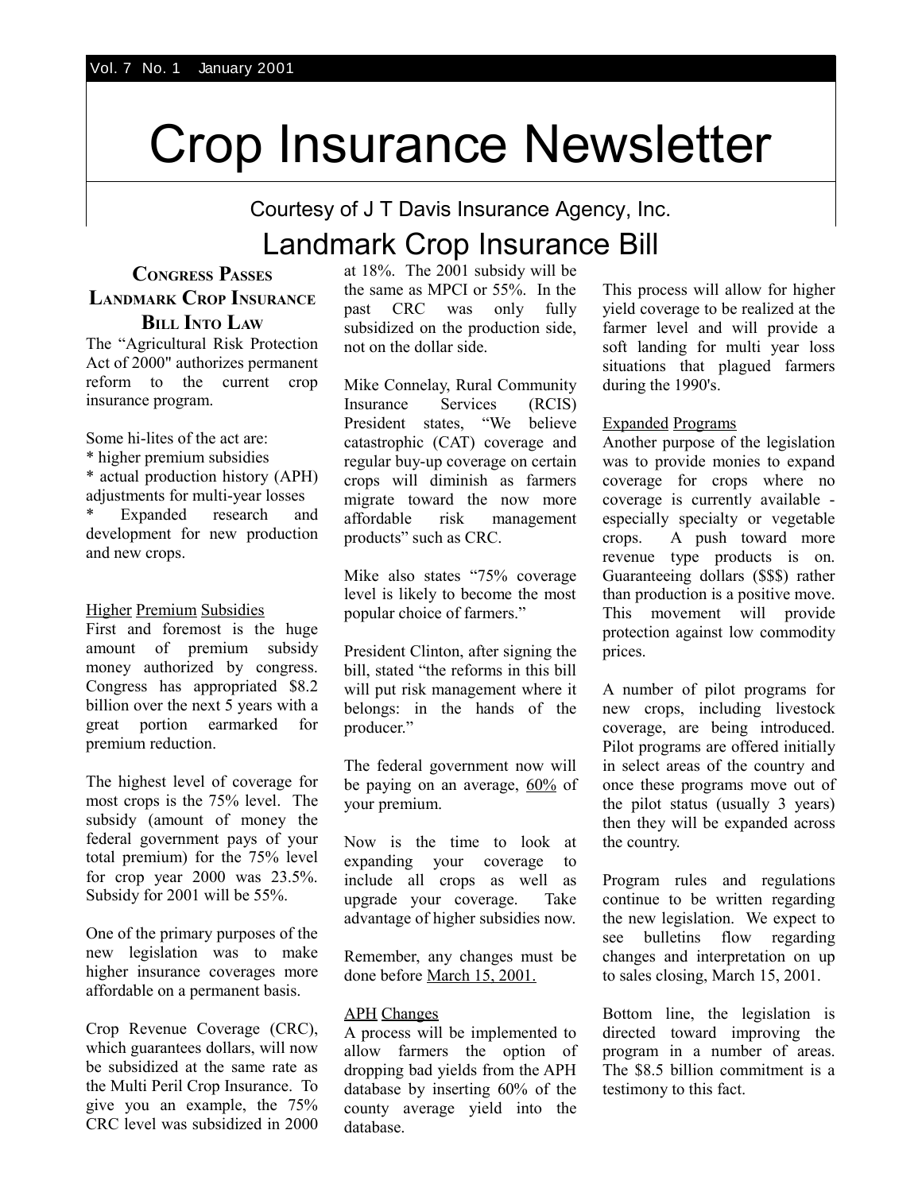# Crop Insurance Newsletter

Courtesy of J T Davis Insurance Agency, Inc.

## Landmark Crop Insurance Bill

### Congress Passes Landmark Crop Insurance Bill Into Law

The "Agricultural Risk Protection Act of 2000" authorizes permanent reform to the current crop insurance program.

Some hi-lites of the act are:

* higher premium subsidies
* actual production history (APH) adjustments for multi-year losses
* Expanded research and development for new production and new crops.

Higher Premium Subsidies

First and foremost is the huge amount of premium subsidy money authorized by congress. Congress has appropriated $8.2 billion over the next 5 years with a great portion earmarked for premium reduction.

The highest level of coverage for most crops is the 75% level. The subsidy (amount of money the federal government pays of your total premium) for the 75% level for crop year 2000 was 23.5%. Subsidy for 2001 will be 55%.

One of the primary purposes of the new legislation was to make higher insurance coverages more affordable on a permanent basis.

Crop Revenue Coverage (CRC), which guarantees dollars, will now be subsidized at the same rate as the Multi Peril Crop Insurance. To give you an example, the 75% CRC level was subsidized in 2000 at 18%. The 2001 subsidy will be the same as MPCI or 55%. In the past CRC was only fully subsidized on the production side, not on the dollar side.

Mike Connelay, Rural Community Insurance Services (RCIS) President states, "We believe catastrophic (CAT) coverage and regular buy-up coverage on certain crops will diminish as farmers migrate toward the now more affordable risk management products" such as CRC.

Mike also states "75% coverage level is likely to become the most popular choice of farmers."

President Clinton, after signing the bill, stated "the reforms in this bill will put risk management where it belongs: in the hands of the producer."

The federal government now will be paying on an average, 60% of your premium.

Now is the time to look at expanding your coverage to include all crops as well as upgrade your coverage. Take advantage of higher subsidies now.

Remember, any changes must be done before March 15, 2001.

APH Changes

A process will be implemented to allow farmers the option of dropping bad yields from the APH database by inserting 60% of the county average yield into the database.

This process will allow for higher yield coverage to be realized at the farmer level and will provide a soft landing for multi year loss situations that plagued farmers during the 1990's.

Expanded Programs

Another purpose of the legislation was to provide monies to expand coverage for crops where no coverage is currently available - especially specialty or vegetable crops. A push toward more revenue type products is on. Guaranteeing dollars ($$$) rather than production is a positive move. This movement will provide protection against low commodity prices.

A number of pilot programs for new crops, including livestock coverage, are being introduced. Pilot programs are offered initially in select areas of the country and once these programs move out of the pilot status (usually 3 years) then they will be expanded across the country.

Program rules and regulations continue to be written regarding the new legislation. We expect to see bulletins flow regarding changes and interpretation on up to sales closing, March 15, 2001.

Bottom line, the legislation is directed toward improving the program in a number of areas. The $8.5 billion commitment is a testimony to this fact.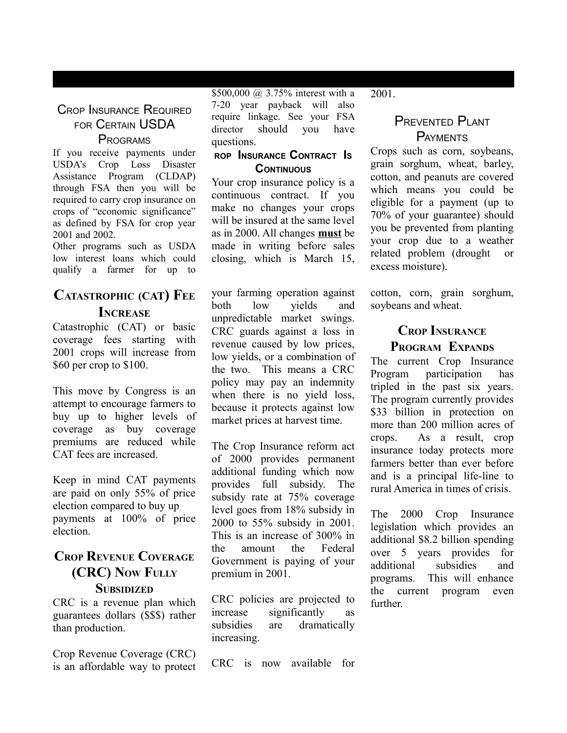## Crop Insurance Required for Certain USDA Programs

If you receive payments under USDA's Crop Loss Disaster Assistance Program (CLDAP) through FSA then you will be required to carry crop insurance on crops of "economic significance" as defined by FSA for crop year 2001 and 2002.

Other programs such as USDA low interest loans which could qualify a farmer for up to $500,000 @ 3.75% interest with a 7-20 year payback will also require linkage. See your FSA director should you have questions.

## rop Insurance Contract Is Continuous

Your crop insurance policy is a continuous contract. If you make no changes your crops will be insured at the same level as in 2000. All changes **must** be made in writing before sales closing, which is March 15, 2001.

## Prevented Plant Payments

Crops such as corn, soybeans, grain sorghum, wheat, barley, cotton, and peanuts are covered which means you could be eligible for a payment (up to 70% of your guarantee) should you be prevented from planting your crop due to a weather related problem (drought or excess moisture).

## Catastrophic (CAT) Fee Increase

Catastrophic (CAT) or basic coverage fees starting with 2001 crops will increase from $60 per crop to $100.

This move by Congress is an attempt to encourage farmers to buy up to higher levels of coverage as buy coverage premiums are reduced while CAT fees are increased.

Keep in mind CAT payments are paid on only 55% of price election compared to buy up payments at 100% of price election.

## Crop Revenue Coverage (CRC) Now Fully Subsidized

CRC is a revenue plan which guarantees dollars ($$$) rather than production.

Crop Revenue Coverage (CRC) is an affordable way to protect your farming operation against both low yields and unpredictable market swings. CRC guards against a loss in revenue caused by low prices, low yields, or a combination of the two. This means a CRC policy may pay an indemnity when there is no yield loss, because it protects against low market prices at harvest time.

The Crop Insurance reform act of 2000 provides permanent additional funding which now provides full subsidy. The subsidy rate at 75% coverage level goes from 18% subsidy in 2000 to 55% subsidy in 2001. This is an increase of 300% in the amount the Federal Government is paying of your premium in 2001.

CRC policies are projected to increase significantly as subsidies are dramatically increasing.

CRC is now available for cotton, corn, grain sorghum, soybeans and wheat.

## Crop Insurance Program Expands

The current Crop Insurance Program participation has tripled in the past six years. The program currently provides $33 billion in protection on more than 200 million acres of crops. As a result, crop insurance today protects more farmers better than ever before and is a principal life-line to rural America in times of crisis.

The 2000 Crop Insurance legislation which provides an additional $8.2 billion spending over 5 years provides for additional subsidies and programs. This will enhance the current program even further.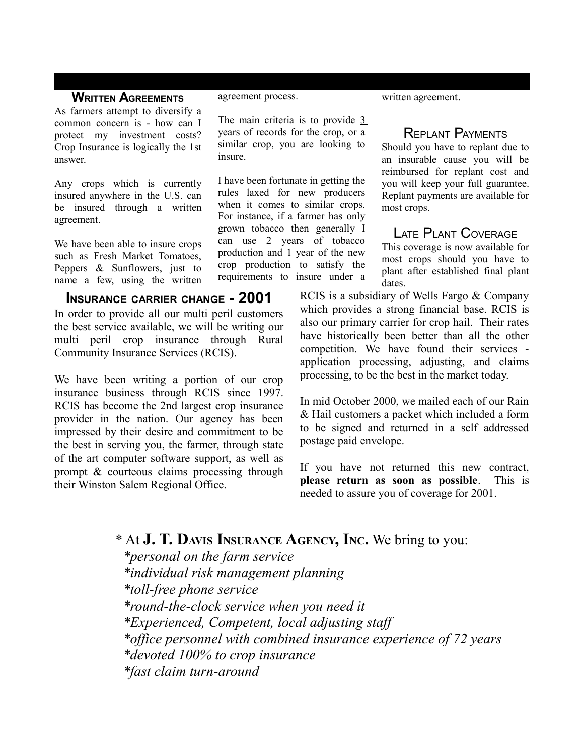## Written Agreements

As farmers attempt to diversify a common concern is - how can I protect my investment costs? Crop Insurance is logically the 1st answer.

Any crops which is currently insured anywhere in the U.S. can be insured through a written agreement.

We have been able to insure crops such as Fresh Market Tomatoes, Peppers & Sunflowers, just to name a few, using the written agreement process.

The main criteria is to provide 3 years of records for the crop, or a similar crop, you are looking to insure.

I have been fortunate in getting the rules laxed for new producers when it comes to similar crops. For instance, if a farmer has only grown tobacco then generally I can use 2 years of tobacco production and 1 year of the new crop production to satisfy the requirements to insure under a written agreement.

## Replant Payments

Should you have to replant due to an insurable cause you will be reimbursed for replant cost and you will keep your full guarantee. Replant payments are available for most crops.

## Late Plant Coverage

This coverage is now available for most crops should you have to plant after established final plant dates.

## Insurance carrier change - 2001

In order to provide all our multi peril customers the best service available, we will be writing our multi peril crop insurance through Rural Community Insurance Services (RCIS).

We have been writing a portion of our crop insurance business through RCIS since 1997. RCIS has become the 2nd largest crop insurance provider in the nation. Our agency has been impressed by their desire and commitment to be the best in serving you, the farmer, through state of the art computer software support, as well as prompt & courteous claims processing through their Winston Salem Regional Office.

RCIS is a subsidiary of Wells Fargo & Company which provides a strong financial base. RCIS is also our primary carrier for crop hail. Their rates have historically been better than all the other competition. We have found their services - application processing, adjusting, and claims processing, to be the best in the market today.

In mid October 2000, we mailed each of our Rain & Hail customers a packet which included a form to be signed and returned in a self addressed postage paid envelope.

If you have not returned this new contract, **please return as soon as possible**. This is needed to assure you of coverage for 2001.

\* At **J. T. Davis Insurance Agency, Inc.** We bring to you:

*\*personal on the farm service*
*\*individual risk management planning*
*\*toll-free phone service*
*\*round-the-clock service when you need it*
*\*Experienced, Competent, local adjusting staff*
*\*office personnel with combined insurance experience of 72 years*
*\*devoted 100% to crop insurance*
*\*fast claim turn-around*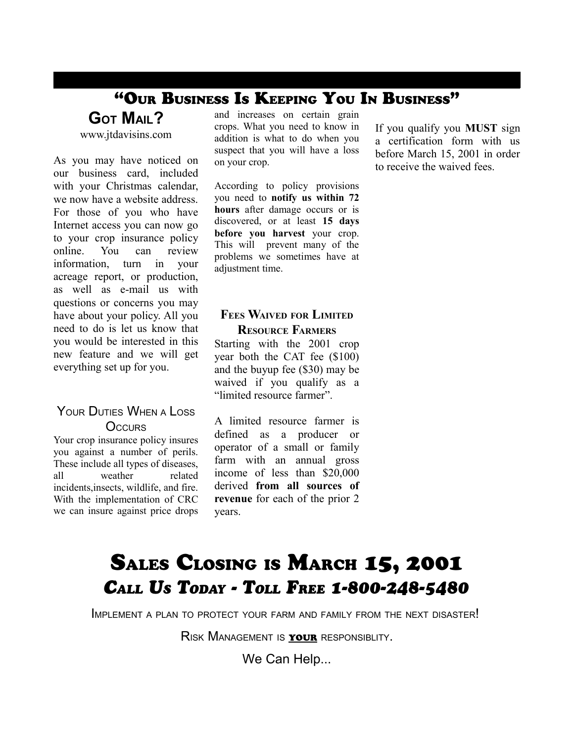## "Our Business Is Keeping You In Business"

### Got Mail?

www.jtdavisins.com

As you may have noticed on our business card, included with your Christmas calendar, we now have a website address. For those of you who have Internet access you can now go to your crop insurance policy online. You can review information, turn in your acreage report, or production, as well as e-mail us with questions or concerns you may have about your policy. All you need to do is let us know that you would be interested in this new feature and we will get everything set up for you.

### Your Duties When a Loss Occurs

Your crop insurance policy insures you against a number of perils. These include all types of diseases, all weather related incidents,insects, wildlife, and fire. With the implementation of CRC we can insure against price drops and increases on certain grain crops. What you need to know in addition is what to do when you suspect that you will have a loss on your crop.

According to policy provisions you need to **notify us within 72 hours** after damage occurs or is discovered, or at least **15 days before you harvest** your crop. This will prevent many of the problems we sometimes have at adjustment time.

### Fees Waived for Limited Resource Farmers

Starting with the 2001 crop year both the CAT fee ($100) and the buyup fee ($30) may be waived if you qualify as a "limited resource farmer".

A limited resource farmer is defined as a producer or operator of a small or family farm with an annual gross income of less than $20,000 derived **from all sources of revenue** for each of the prior 2 years.

If you qualify you **MUST** sign a certification form with us before March 15, 2001 in order to receive the waived fees.

# Sales Closing is March 15, 2001

## *Call Us Today - Toll Free 1-800-248-5480*

Implement a plan to protect your farm and family from the next disaster!

Risk Management is **your** responsiblity.

We Can Help...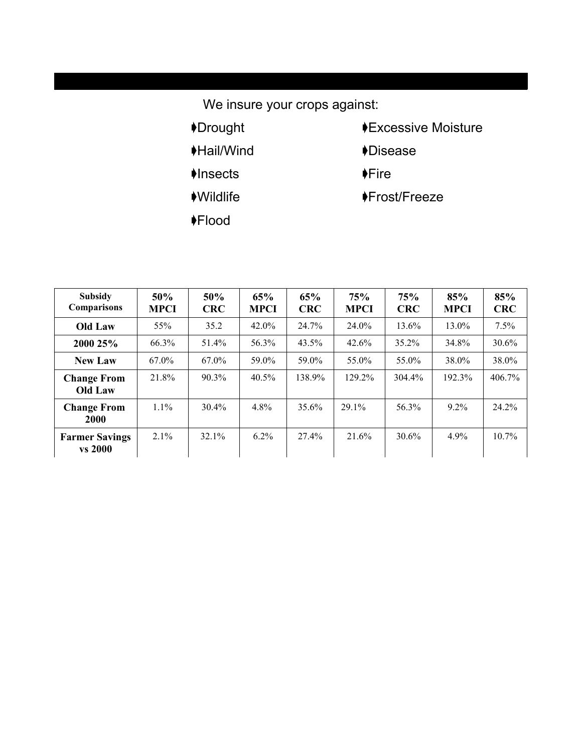We insure your crops against:

- Drought
- Hail/Wind
- Insects
- Wildlife
- Flood
- Excessive Moisture
- Disease
- Fire
- Frost/Freeze

| Subsidy Comparisons | 50% MPCI | 50% CRC | 65% MPCI | 65% CRC | 75% MPCI | 75% CRC | 85% MPCI | 85% CRC |
|---|---|---|---|---|---|---|---|---|
| **Old Law** | 55% | 35.2 | 42.0% | 24.7% | 24.0% | 13.6% | 13.0% | 7.5% |
| **2000 25%** | 66.3% | 51.4% | 56.3% | 43.5% | 42.6% | 35.2% | 34.8% | 30.6% |
| **New Law** | 67.0% | 67.0% | 59.0% | 59.0% | 55.0% | 55.0% | 38.0% | 38.0% |
| **Change From Old Law** | 21.8% | 90.3% | 40.5% | 138.9% | 129.2% | 304.4% | 192.3% | 406.7% |
| **Change From 2000** | 1.1% | 30.4% | 4.8% | 35.6% | 29.1% | 56.3% | 9.2% | 24.2% |
| **Farmer Savings vs 2000** | 2.1% | 32.1% | 6.2% | 27.4% | 21.6% | 30.6% | 4.9% | 10.7% |